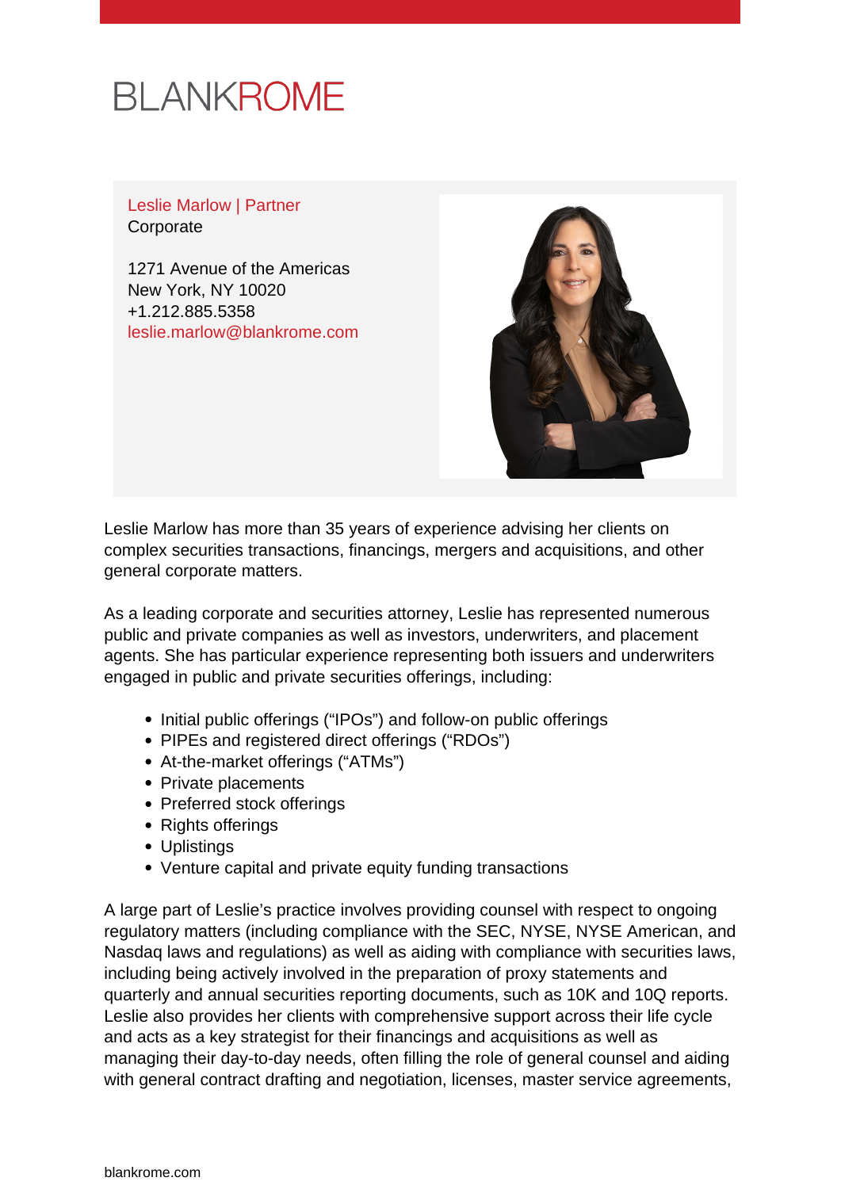BLANKROME

Leslie Marlow | Partner
Corporate

1271 Avenue of the Americas
New York, NY 10020
+1.212.885.5358
leslie.marlow@blankrome.com

Leslie Marlow has more than 35 years of experience advising her clients on complex securities transactions, financings, mergers and acquisitions, and other general corporate matters.

As a leading corporate and securities attorney, Leslie has represented numerous public and private companies as well as investors, underwriters, and placement agents. She has particular experience representing both issuers and underwriters engaged in public and private securities offerings, including:

- Initial public offerings ("IPOs") and follow-on public offerings
- PIPEs and registered direct offerings ("RDOs")
- At-the-market offerings ("ATMs")
- Private placements
- Preferred stock offerings
- Rights offerings
- Uplistings
- Venture capital and private equity funding transactions

A large part of Leslie's practice involves providing counsel with respect to ongoing regulatory matters (including compliance with the SEC, NYSE, NYSE American, and Nasdaq laws and regulations) as well as aiding with compliance with securities laws, including being actively involved in the preparation of proxy statements and quarterly and annual securities reporting documents, such as 10K and 10Q reports. Leslie also provides her clients with comprehensive support across their life cycle and acts as a key strategist for their financings and acquisitions as well as managing their day-to-day needs, often filling the role of general counsel and aiding with general contract drafting and negotiation, licenses, master service agreements,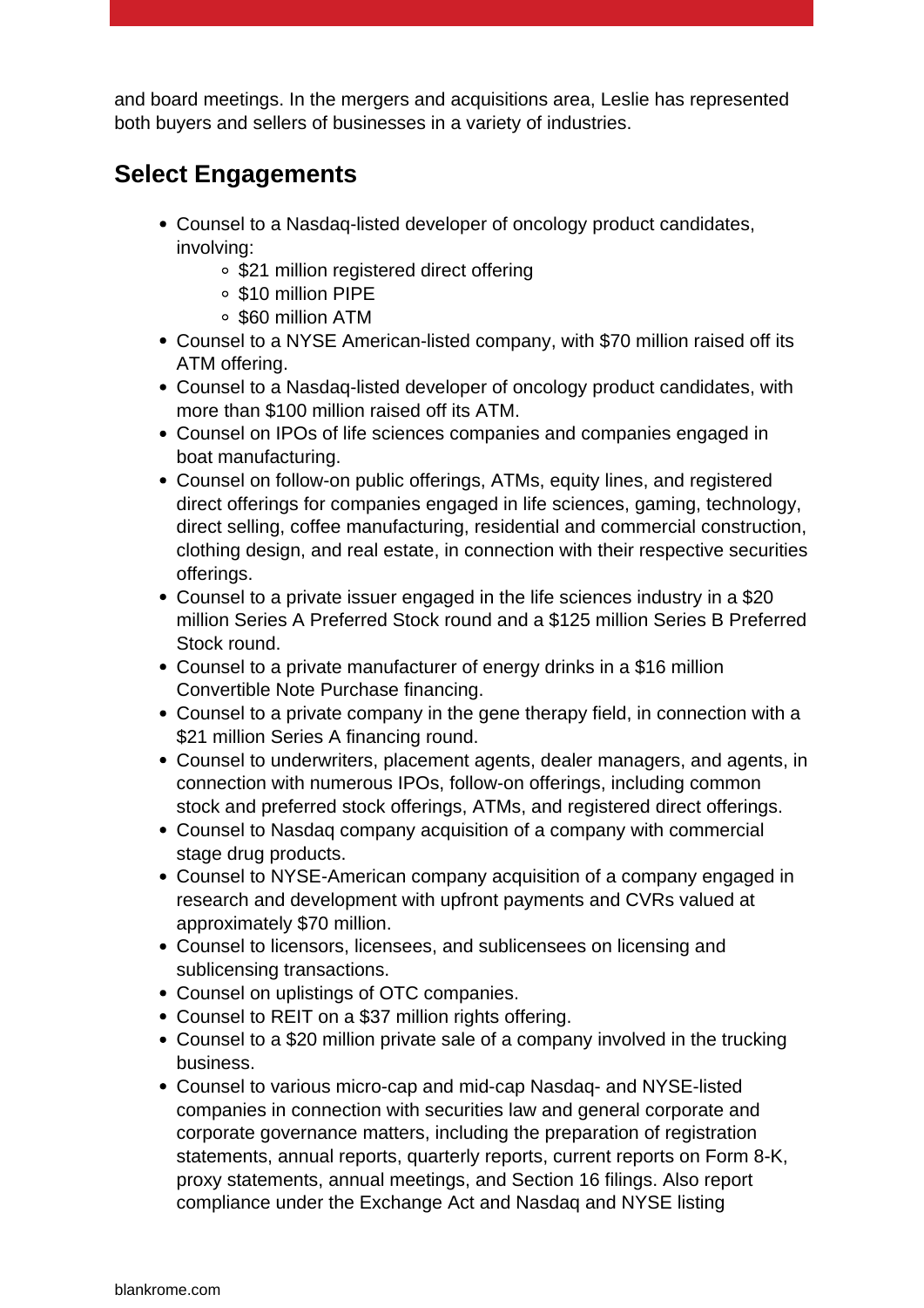and board meetings. In the mergers and acquisitions area, Leslie has represented both buyers and sellers of businesses in a variety of industries.

## Select Engagements

- Counsel to a Nasdaq-listed developer of oncology product candidates, involving:
  - $21 million registered direct offering
  - $10 million PIPE
  - $60 million ATM
- Counsel to a NYSE American-listed company, with $70 million raised off its ATM offering.
- Counsel to a Nasdaq-listed developer of oncology product candidates, with more than $100 million raised off its ATM.
- Counsel on IPOs of life sciences companies and companies engaged in boat manufacturing.
- Counsel on follow-on public offerings, ATMs, equity lines, and registered direct offerings for companies engaged in life sciences, gaming, technology, direct selling, coffee manufacturing, residential and commercial construction, clothing design, and real estate, in connection with their respective securities offerings.
- Counsel to a private issuer engaged in the life sciences industry in a $20 million Series A Preferred Stock round and a $125 million Series B Preferred Stock round.
- Counsel to a private manufacturer of energy drinks in a $16 million Convertible Note Purchase financing.
- Counsel to a private company in the gene therapy field, in connection with a $21 million Series A financing round.
- Counsel to underwriters, placement agents, dealer managers, and agents, in connection with numerous IPOs, follow-on offerings, including common stock and preferred stock offerings, ATMs, and registered direct offerings.
- Counsel to Nasdaq company acquisition of a company with commercial stage drug products.
- Counsel to NYSE-American company acquisition of a company engaged in research and development with upfront payments and CVRs valued at approximately $70 million.
- Counsel to licensors, licensees, and sublicensees on licensing and sublicensing transactions.
- Counsel on uplistings of OTC companies.
- Counsel to REIT on a $37 million rights offering.
- Counsel to a $20 million private sale of a company involved in the trucking business.
- Counsel to various micro-cap and mid-cap Nasdaq- and NYSE-listed companies in connection with securities law and general corporate and corporate governance matters, including the preparation of registration statements, annual reports, quarterly reports, current reports on Form 8-K, proxy statements, annual meetings, and Section 16 filings. Also report compliance under the Exchange Act and Nasdaq and NYSE listing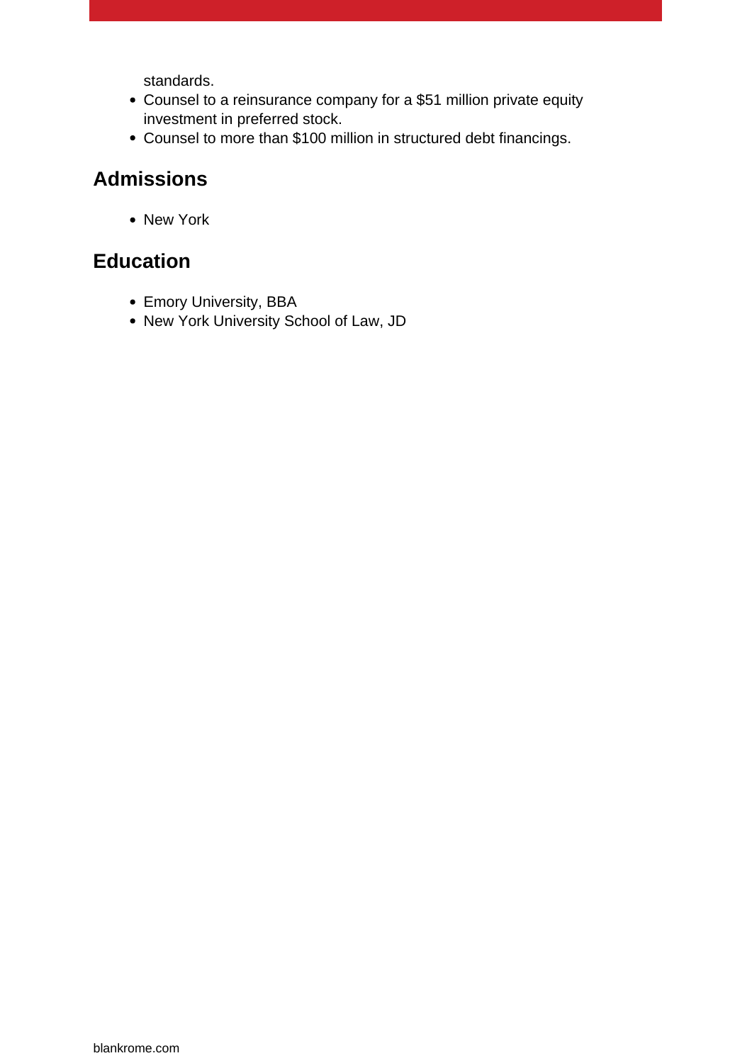standards.
- Counsel to a reinsurance company for a $51 million private equity investment in preferred stock.
- Counsel to more than $100 million in structured debt financings.

## Admissions

- New York

## Education

- Emory University, BBA
- New York University School of Law, JD